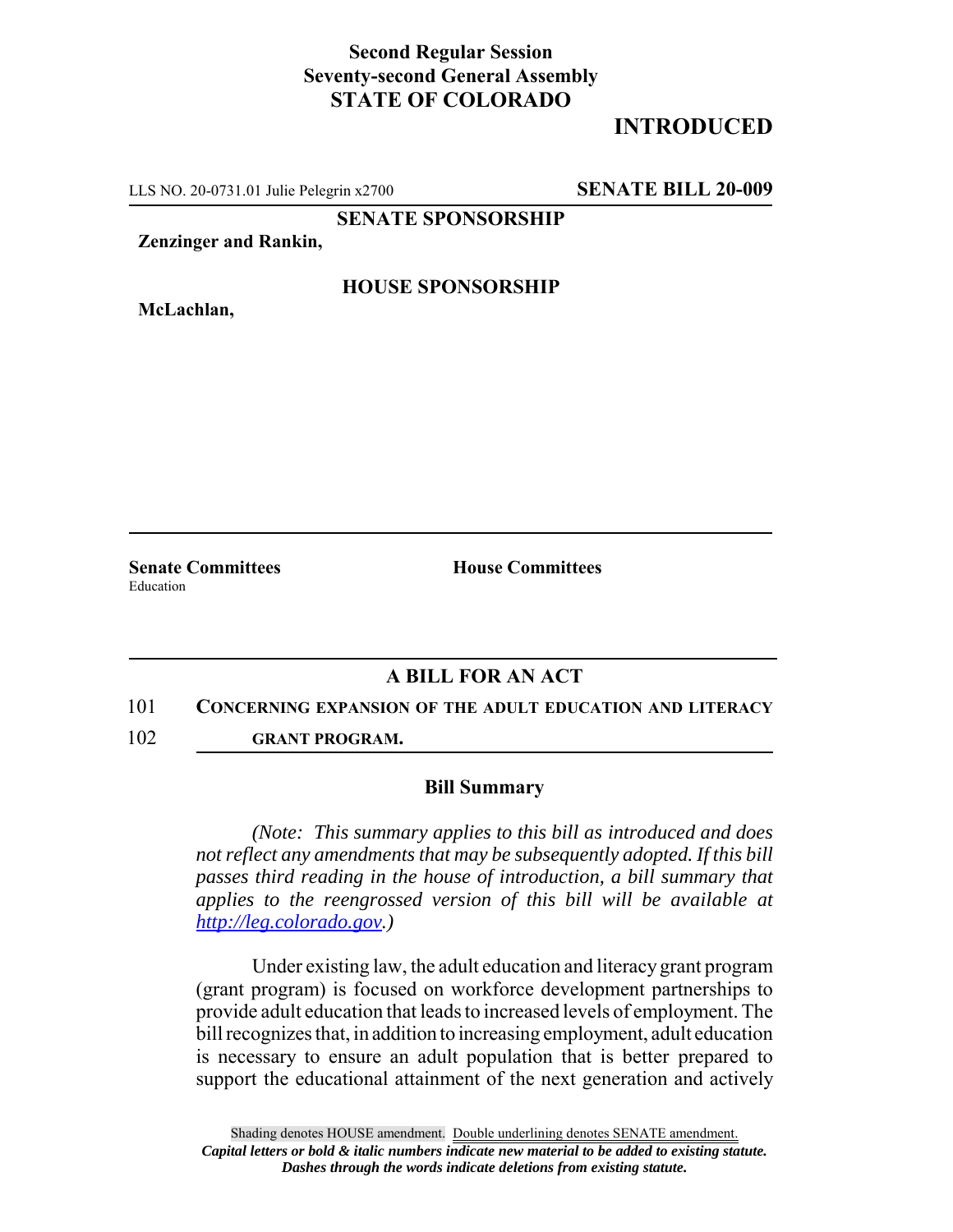**Second Regular Session**
**Seventy-second General Assembly**
**STATE OF COLORADO**

# INTRODUCTED

LLS NO. 20-0731.01 Julie Pelegrin x2700 **SENATE BILL 20-009**

**SENATE SPONSORSHIP**

**Zenzinger and Rankin,**

**HOUSE SPONSORSHIP**

**McLachlan,**

**Senate Committees**
Education

**House Committees**

## A BILL FOR AN ACT

101 **CONCERNING EXPANSION OF THE ADULT EDUCATION AND LITERACY**
102 **GRANT PROGRAM.**

### Bill Summary

*(Note: This summary applies to this bill as introduced and does not reflect any amendments that may be subsequently adopted. If this bill passes third reading in the house of introduction, a bill summary that applies to the reengrossed version of this bill will be available at http://leg.colorado.gov.)*

Under existing law, the adult education and literacy grant program (grant program) is focused on workforce development partnerships to provide adult education that leads to increased levels of employment. The bill recognizes that, in addition to increasing employment, adult education is necessary to ensure an adult population that is better prepared to support the educational attainment of the next generation and actively

Shading denotes HOUSE amendment. Double underlining denotes SENATE amendment.
*Capital letters or bold & italic numbers indicate new material to be added to existing statute.*
*Dashes through the words indicate deletions from existing statute.*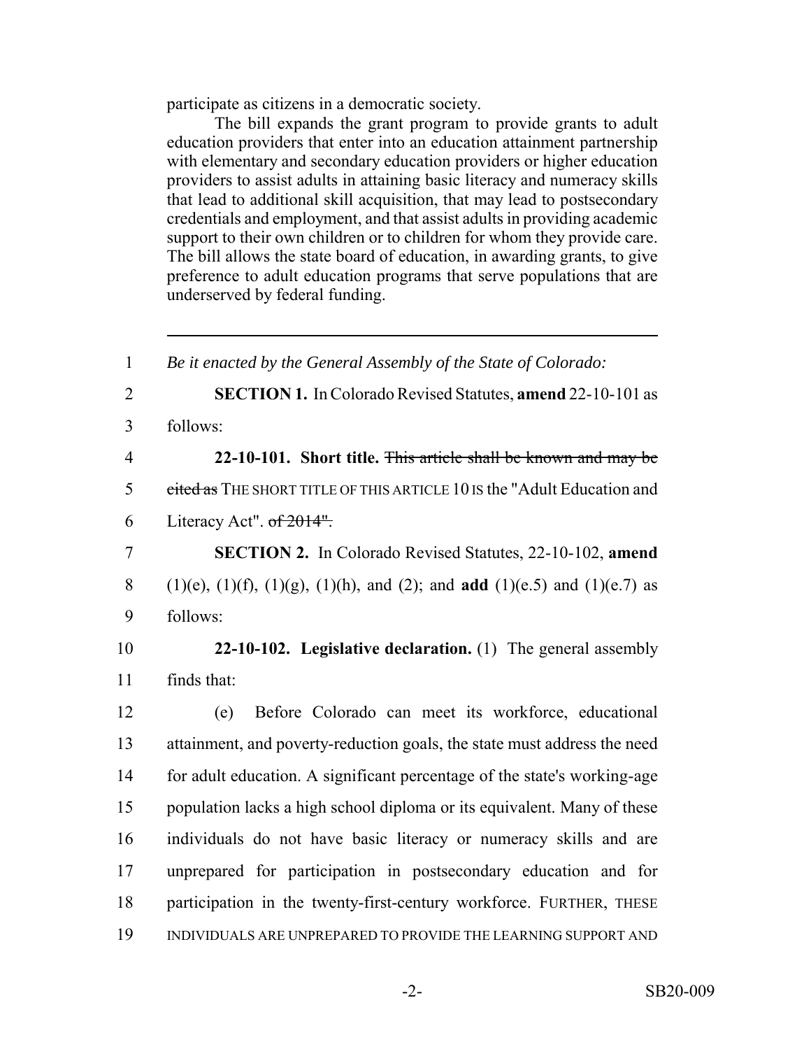participate as citizens in a democratic society.

The bill expands the grant program to provide grants to adult education providers that enter into an education attainment partnership with elementary and secondary education providers or higher education providers to assist adults in attaining basic literacy and numeracy skills that lead to additional skill acquisition, that may lead to postsecondary credentials and employment, and that assist adults in providing academic support to their own children or to children for whom they provide care. The bill allows the state board of education, in awarding grants, to give preference to adult education programs that serve populations that are underserved by federal funding.

---

1 *Be it enacted by the General Assembly of the State of Colorado:*

2 **SECTION 1.** In Colorado Revised Statutes, **amend** 22-10-101 as
3 follows:

4 **22-10-101. Short title.** ~~This article shall be known and may be~~
5 ~~cited as~~ THE SHORT TITLE OF THIS ARTICLE 10 IS the "Adult Education and
6 Literacy Act". ~~of 2014".~~

7 **SECTION 2.** In Colorado Revised Statutes, 22-10-102, **amend**
8 (1)(e), (1)(f), (1)(g), (1)(h), and (2); and **add** (1)(e.5) and (1)(e.7) as
9 follows:

10 **22-10-102. Legislative declaration.** (1) The general assembly
11 finds that:

12 (e) Before Colorado can meet its workforce, educational
13 attainment, and poverty-reduction goals, the state must address the need
14 for adult education. A significant percentage of the state's working-age
15 population lacks a high school diploma or its equivalent. Many of these
16 individuals do not have basic literacy or numeracy skills and are
17 unprepared for participation in postsecondary education and for
18 participation in the twenty-first-century workforce. FURTHER, THESE
19 INDIVIDUALS ARE UNPREPARED TO PROVIDE THE LEARNING SUPPORT AND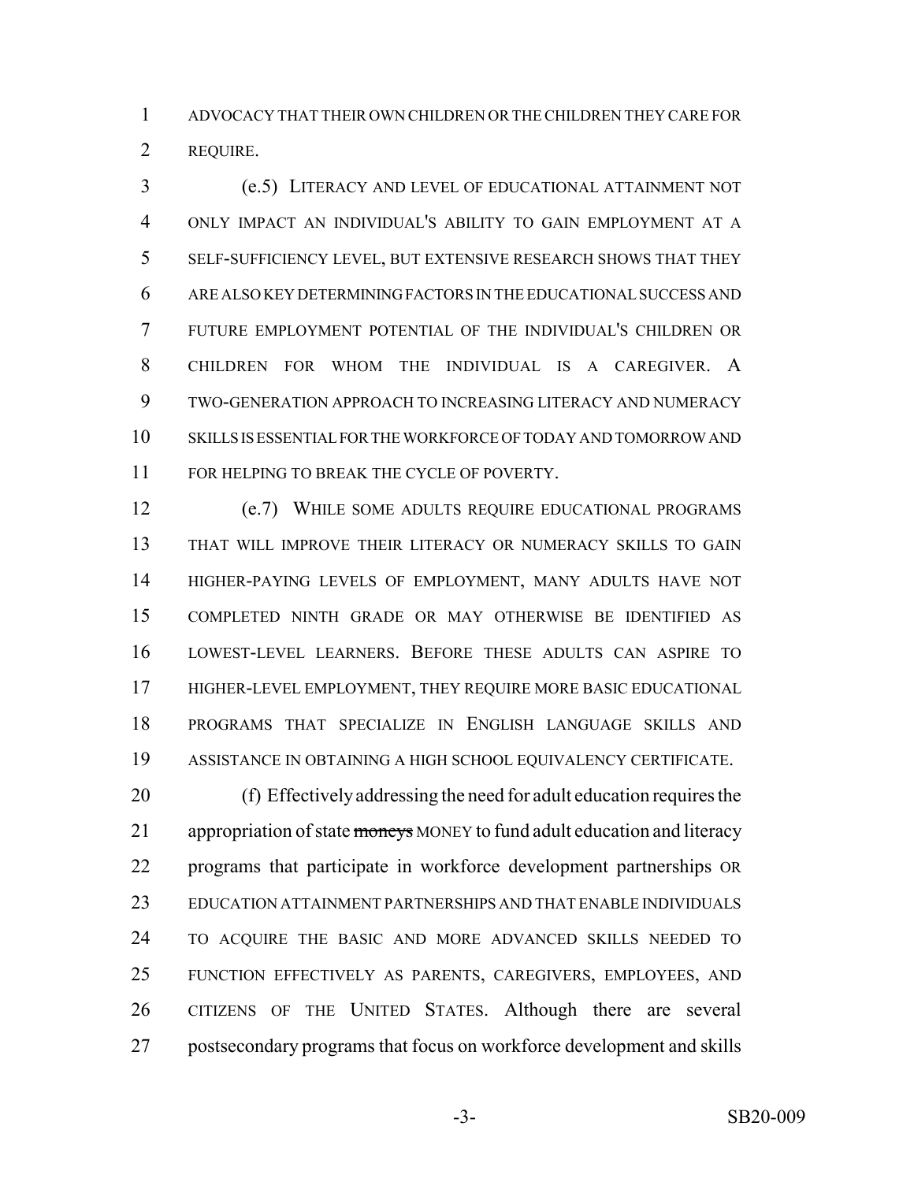ADVOCACY THAT THEIR OWN CHILDREN OR THE CHILDREN THEY CARE FOR REQUIRE.

(e.5) LITERACY AND LEVEL OF EDUCATIONAL ATTAINMENT NOT ONLY IMPACT AN INDIVIDUAL'S ABILITY TO GAIN EMPLOYMENT AT A SELF-SUFFICIENCY LEVEL, BUT EXTENSIVE RESEARCH SHOWS THAT THEY ARE ALSO KEY DETERMINING FACTORS IN THE EDUCATIONAL SUCCESS AND FUTURE EMPLOYMENT POTENTIAL OF THE INDIVIDUAL'S CHILDREN OR CHILDREN FOR WHOM THE INDIVIDUAL IS A CAREGIVER. A TWO-GENERATION APPROACH TO INCREASING LITERACY AND NUMERACY SKILLS IS ESSENTIAL FOR THE WORKFORCE OF TODAY AND TOMORROW AND FOR HELPING TO BREAK THE CYCLE OF POVERTY.

(e.7) WHILE SOME ADULTS REQUIRE EDUCATIONAL PROGRAMS THAT WILL IMPROVE THEIR LITERACY OR NUMERACY SKILLS TO GAIN HIGHER-PAYING LEVELS OF EMPLOYMENT, MANY ADULTS HAVE NOT COMPLETED NINTH GRADE OR MAY OTHERWISE BE IDENTIFIED AS LOWEST-LEVEL LEARNERS. BEFORE THESE ADULTS CAN ASPIRE TO HIGHER-LEVEL EMPLOYMENT, THEY REQUIRE MORE BASIC EDUCATIONAL PROGRAMS THAT SPECIALIZE IN ENGLISH LANGUAGE SKILLS AND ASSISTANCE IN OBTAINING A HIGH SCHOOL EQUIVALENCY CERTIFICATE.

(f) Effectively addressing the need for adult education requires the appropriation of state ~~moneys~~ MONEY to fund adult education and literacy programs that participate in workforce development partnerships OR EDUCATION ATTAINMENT PARTNERSHIPS AND THAT ENABLE INDIVIDUALS TO ACQUIRE THE BASIC AND MORE ADVANCED SKILLS NEEDED TO FUNCTION EFFECTIVELY AS PARENTS, CAREGIVERS, EMPLOYEES, AND CITIZENS OF THE UNITED STATES. Although there are several postsecondary programs that focus on workforce development and skills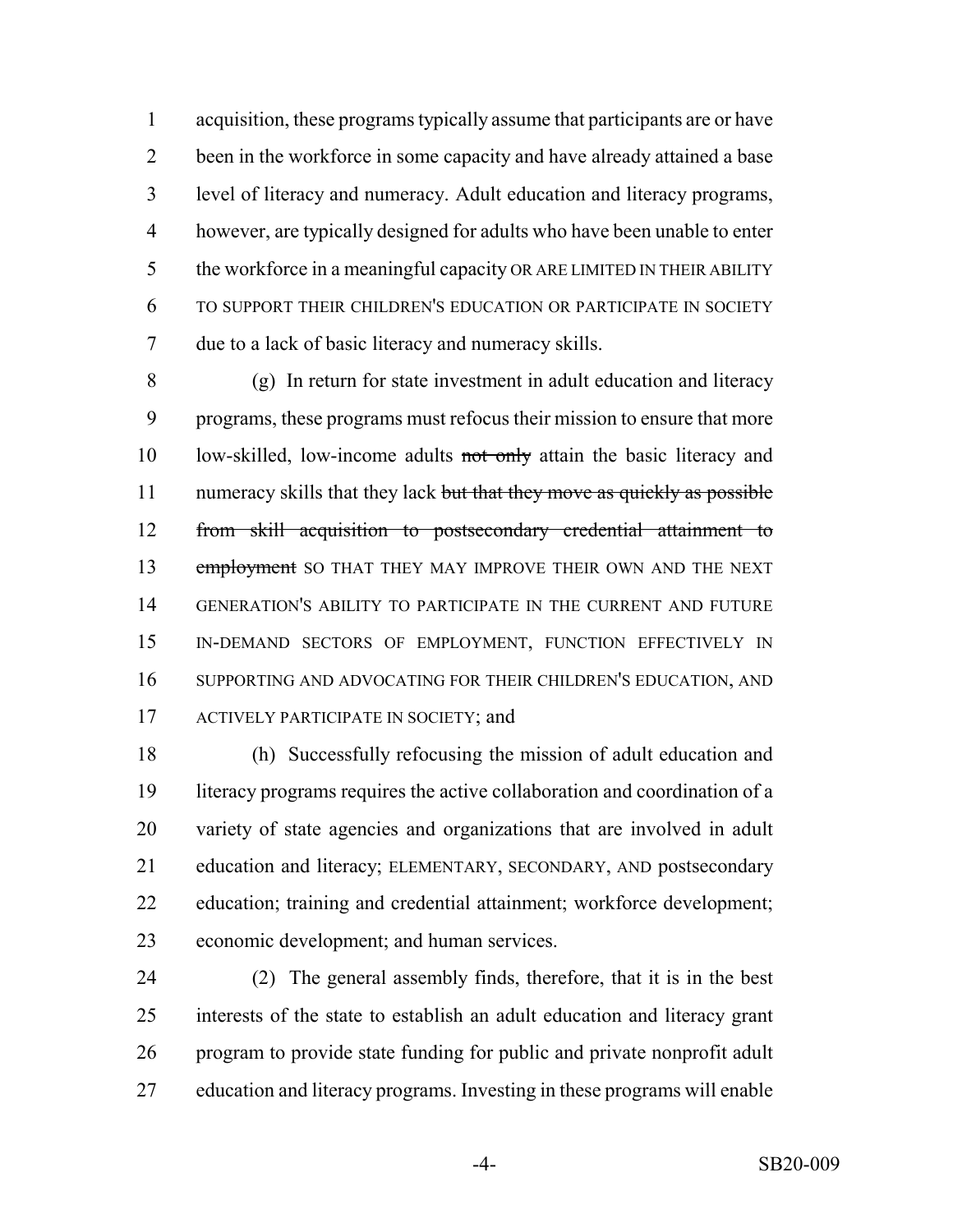acquisition, these programs typically assume that participants are or have been in the workforce in some capacity and have already attained a base level of literacy and numeracy. Adult education and literacy programs, however, are typically designed for adults who have been unable to enter the workforce in a meaningful capacity OR ARE LIMITED IN THEIR ABILITY TO SUPPORT THEIR CHILDREN'S EDUCATION OR PARTICIPATE IN SOCIETY due to a lack of basic literacy and numeracy skills.

(g) In return for state investment in adult education and literacy programs, these programs must refocus their mission to ensure that more low-skilled, low-income adults ~~not only~~ attain the basic literacy and numeracy skills that they lack ~~but that they move as quickly as possible from skill acquisition to postsecondary credential attainment to employment~~ SO THAT THEY MAY IMPROVE THEIR OWN AND THE NEXT GENERATION'S ABILITY TO PARTICIPATE IN THE CURRENT AND FUTURE IN-DEMAND SECTORS OF EMPLOYMENT, FUNCTION EFFECTIVELY IN SUPPORTING AND ADVOCATING FOR THEIR CHILDREN'S EDUCATION, AND ACTIVELY PARTICIPATE IN SOCIETY; and

(h) Successfully refocusing the mission of adult education and literacy programs requires the active collaboration and coordination of a variety of state agencies and organizations that are involved in adult education and literacy; ELEMENTARY, SECONDARY, AND postsecondary education; training and credential attainment; workforce development; economic development; and human services.

(2) The general assembly finds, therefore, that it is in the best interests of the state to establish an adult education and literacy grant program to provide state funding for public and private nonprofit adult education and literacy programs. Investing in these programs will enable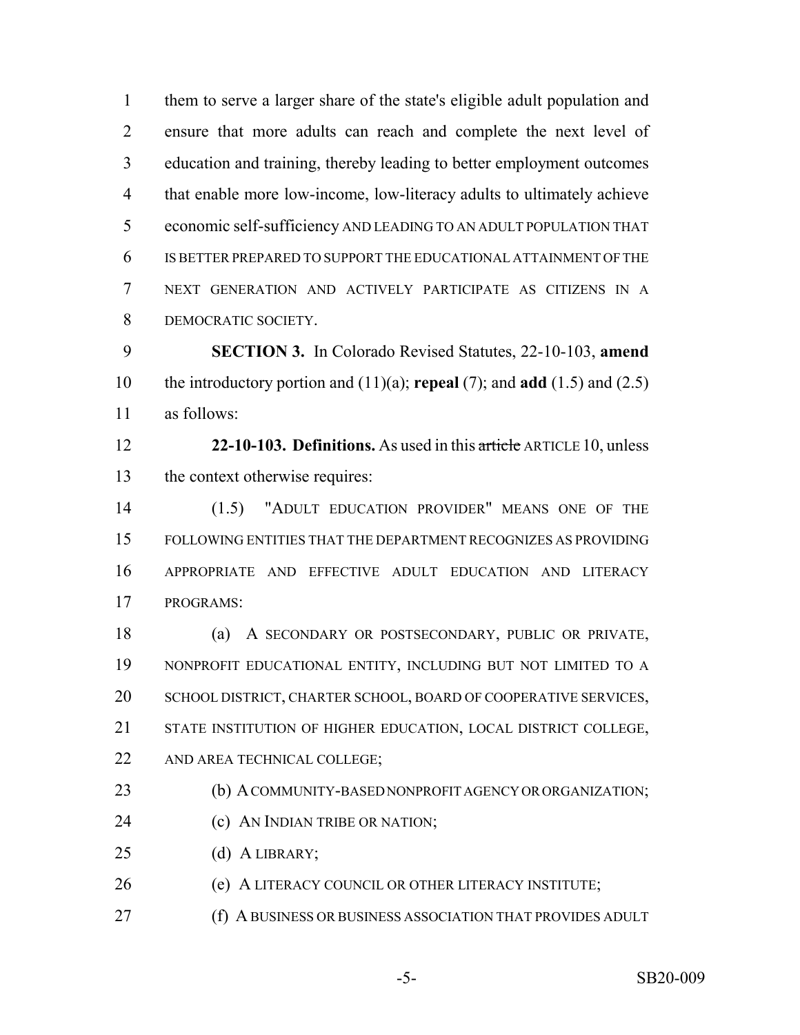them to serve a larger share of the state's eligible adult population and ensure that more adults can reach and complete the next level of education and training, thereby leading to better employment outcomes that enable more low-income, low-literacy adults to ultimately achieve economic self-sufficiency AND LEADING TO AN ADULT POPULATION THAT IS BETTER PREPARED TO SUPPORT THE EDUCATIONAL ATTAINMENT OF THE NEXT GENERATION AND ACTIVELY PARTICIPATE AS CITIZENS IN A DEMOCRATIC SOCIETY.

**SECTION 3.** In Colorado Revised Statutes, 22-10-103, **amend** the introductory portion and (11)(a); **repeal** (7); and **add** (1.5) and (2.5) as follows:

**22-10-103. Definitions.** As used in this ~~article~~ ARTICLE 10, unless the context otherwise requires:

(1.5) "ADULT EDUCATION PROVIDER" MEANS ONE OF THE FOLLOWING ENTITIES THAT THE DEPARTMENT RECOGNIZES AS PROVIDING APPROPRIATE AND EFFECTIVE ADULT EDUCATION AND LITERACY PROGRAMS:

(a) A SECONDARY OR POSTSECONDARY, PUBLIC OR PRIVATE, NONPROFIT EDUCATIONAL ENTITY, INCLUDING BUT NOT LIMITED TO A SCHOOL DISTRICT, CHARTER SCHOOL, BOARD OF COOPERATIVE SERVICES, STATE INSTITUTION OF HIGHER EDUCATION, LOCAL DISTRICT COLLEGE, AND AREA TECHNICAL COLLEGE;

(b) A COMMUNITY-BASED NONPROFIT AGENCY OR ORGANIZATION;

(c) AN INDIAN TRIBE OR NATION;

(d) A LIBRARY;

(e) A LITERACY COUNCIL OR OTHER LITERACY INSTITUTE;

(f) A BUSINESS OR BUSINESS ASSOCIATION THAT PROVIDES ADULT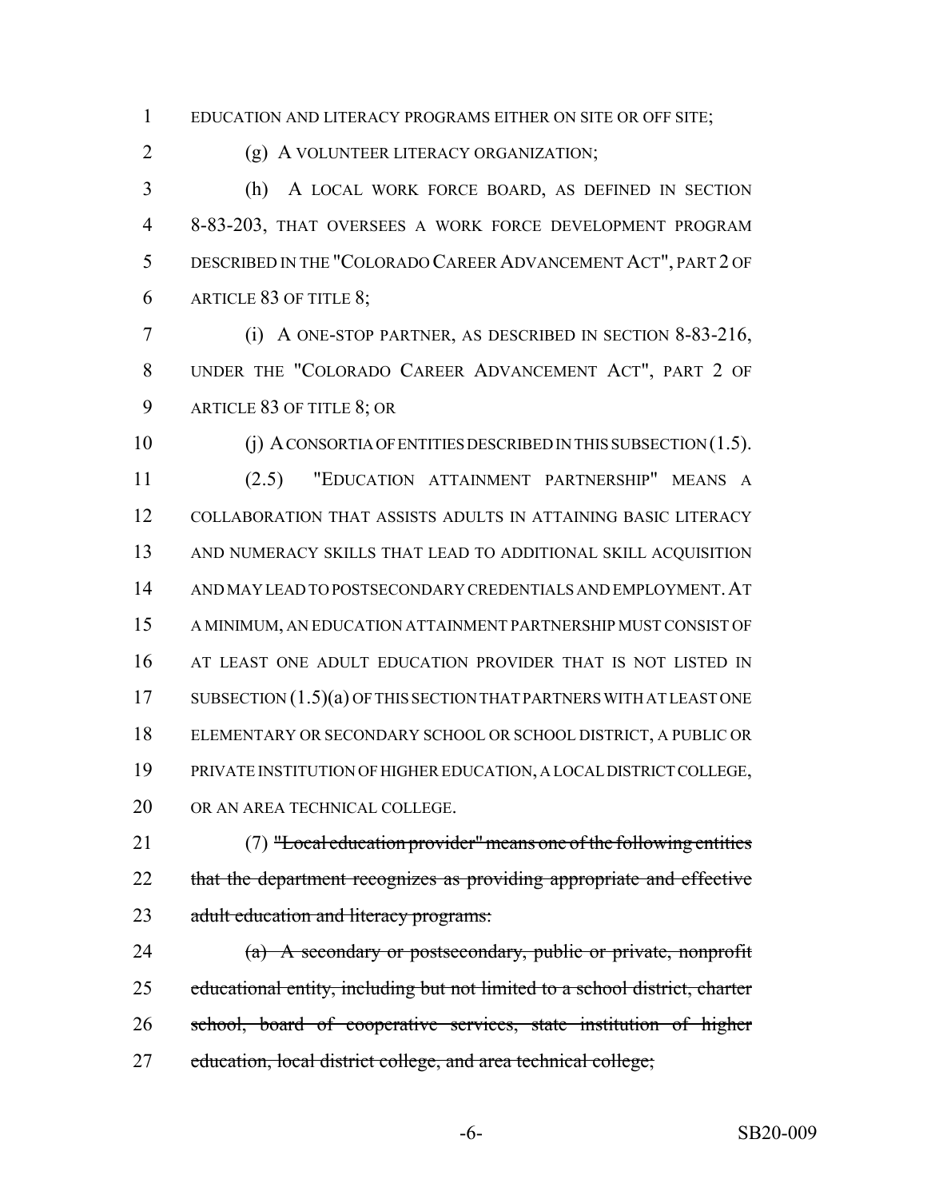EDUCATION AND LITERACY PROGRAMS EITHER ON SITE OR OFF SITE;

(g) A VOLUNTEER LITERACY ORGANIZATION;

(h) A LOCAL WORK FORCE BOARD, AS DEFINED IN SECTION 8-83-203, THAT OVERSEES A WORK FORCE DEVELOPMENT PROGRAM DESCRIBED IN THE "COLORADO CAREER ADVANCEMENT ACT", PART 2 OF ARTICLE 83 OF TITLE 8;

(i) A ONE-STOP PARTNER, AS DESCRIBED IN SECTION 8-83-216, UNDER THE "COLORADO CAREER ADVANCEMENT ACT", PART 2 OF ARTICLE 83 OF TITLE 8; OR

(j) A CONSORTIA OF ENTITIES DESCRIBED IN THIS SUBSECTION (1.5).

(2.5) "EDUCATION ATTAINMENT PARTNERSHIP" MEANS A COLLABORATION THAT ASSISTS ADULTS IN ATTAINING BASIC LITERACY AND NUMERACY SKILLS THAT LEAD TO ADDITIONAL SKILL ACQUISITION AND MAY LEAD TO POSTSECONDARY CREDENTIALS AND EMPLOYMENT. AT A MINIMUM, AN EDUCATION ATTAINMENT PARTNERSHIP MUST CONSIST OF AT LEAST ONE ADULT EDUCATION PROVIDER THAT IS NOT LISTED IN SUBSECTION (1.5)(a) OF THIS SECTION THAT PARTNERS WITH AT LEAST ONE ELEMENTARY OR SECONDARY SCHOOL OR SCHOOL DISTRICT, A PUBLIC OR PRIVATE INSTITUTION OF HIGHER EDUCATION, A LOCAL DISTRICT COLLEGE, OR AN AREA TECHNICAL COLLEGE.

(7) ~~"Local education provider" means one of the following entities that the department recognizes as providing appropriate and effective adult education and literacy programs:~~

~~(a) A secondary or postsecondary, public or private, nonprofit educational entity, including but not limited to a school district, charter school, board of cooperative services, state institution of higher education, local district college, and area technical college;~~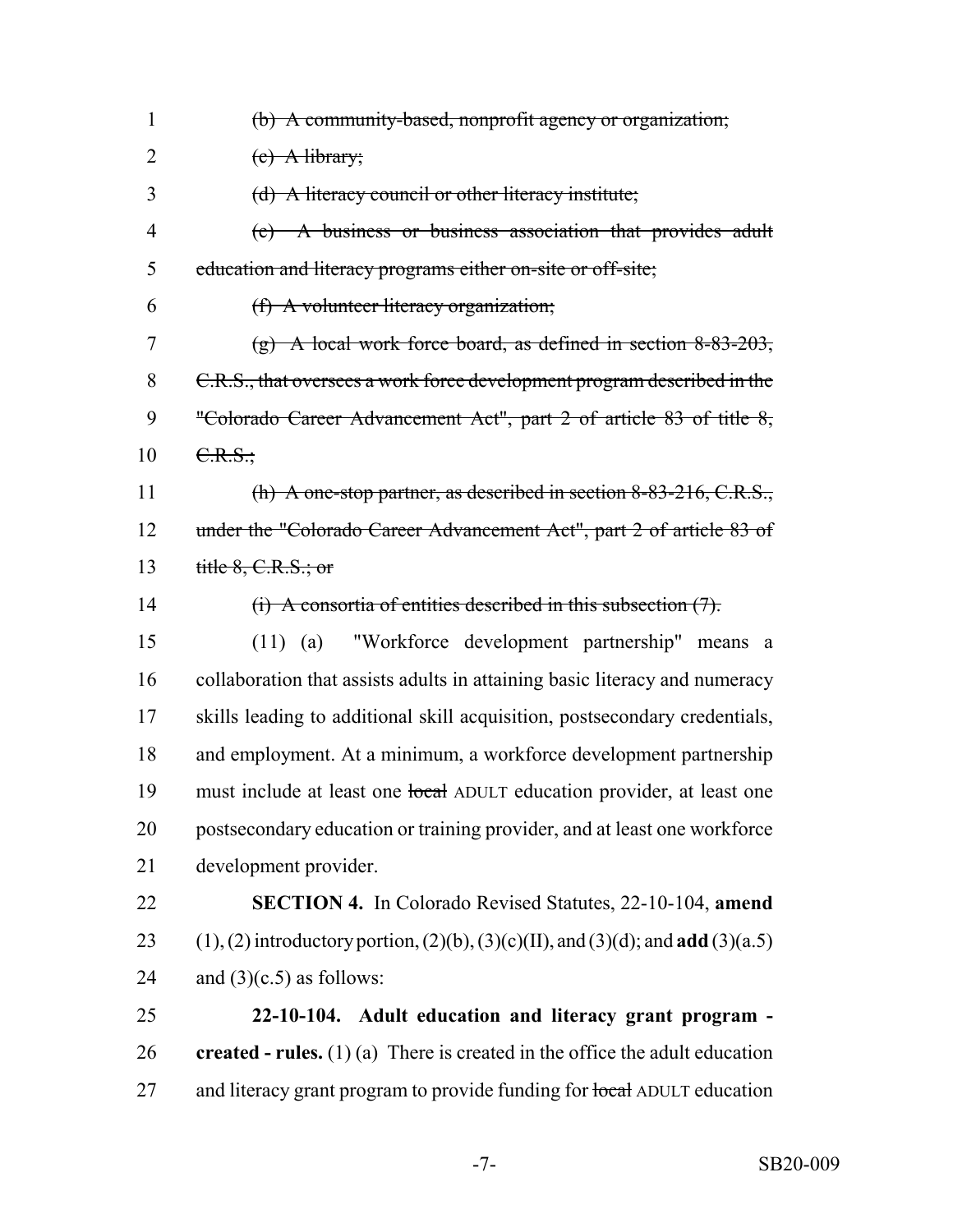(b) A community-based, nonprofit agency or organization;

(c) A library;

(d) A literacy council or other literacy institute;

(e) A business or business association that provides adult education and literacy programs either on-site or off-site;

(f) A volunteer literacy organization;

(g) A local work force board, as defined in section 8-83-203, C.R.S., that oversees a work force development program described in the "Colorado Career Advancement Act", part 2 of article 83 of title 8, C.R.S.;

(h) A one-stop partner, as described in section 8-83-216, C.R.S., under the "Colorado Career Advancement Act", part 2 of article 83 of title 8, C.R.S.; or

(i) A consortia of entities described in this subsection (7).

(11) (a) "Workforce development partnership" means a collaboration that assists adults in attaining basic literacy and numeracy skills leading to additional skill acquisition, postsecondary credentials, and employment. At a minimum, a workforce development partnership must include at least one local ADULT education provider, at least one postsecondary education or training provider, and at least one workforce development provider.

**SECTION 4.** In Colorado Revised Statutes, 22-10-104, **amend** (1), (2) introductory portion, (2)(b), (3)(c)(II), and (3)(d); and **add** (3)(a.5) and (3)(c.5) as follows:

**22-10-104. Adult education and literacy grant program - created - rules.** (1) (a) There is created in the office the adult education and literacy grant program to provide funding for local ADULT education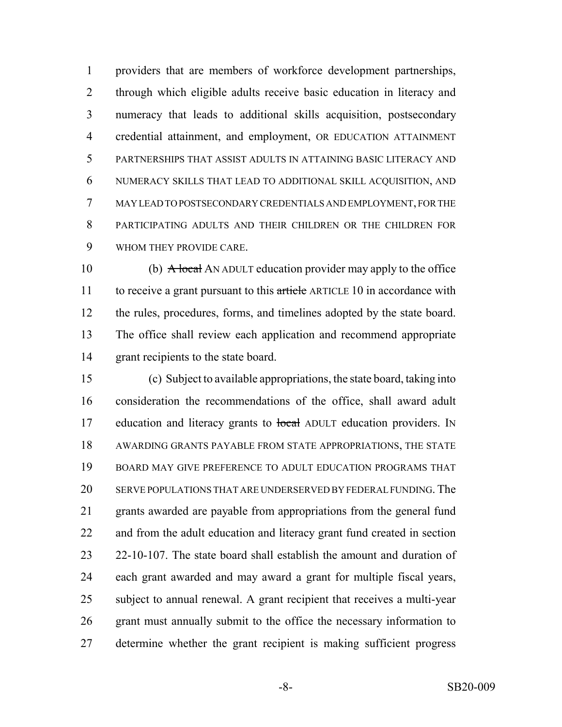providers that are members of workforce development partnerships, through which eligible adults receive basic education in literacy and numeracy that leads to additional skills acquisition, postsecondary credential attainment, and employment, OR EDUCATION ATTAINMENT PARTNERSHIPS THAT ASSIST ADULTS IN ATTAINING BASIC LITERACY AND NUMERACY SKILLS THAT LEAD TO ADDITIONAL SKILL ACQUISITION, AND MAY LEAD TO POSTSECONDARY CREDENTIALS AND EMPLOYMENT, FOR THE PARTICIPATING ADULTS AND THEIR CHILDREN OR THE CHILDREN FOR WHOM THEY PROVIDE CARE.

(b) ~~A local~~ AN ADULT education provider may apply to the office to receive a grant pursuant to this ~~article~~ ARTICLE 10 in accordance with the rules, procedures, forms, and timelines adopted by the state board. The office shall review each application and recommend appropriate grant recipients to the state board.

(c) Subject to available appropriations, the state board, taking into consideration the recommendations of the office, shall award adult education and literacy grants to ~~local~~ ADULT education providers. IN AWARDING GRANTS PAYABLE FROM STATE APPROPRIATIONS, THE STATE BOARD MAY GIVE PREFERENCE TO ADULT EDUCATION PROGRAMS THAT SERVE POPULATIONS THAT ARE UNDERSERVED BY FEDERAL FUNDING. The grants awarded are payable from appropriations from the general fund and from the adult education and literacy grant fund created in section 22-10-107. The state board shall establish the amount and duration of each grant awarded and may award a grant for multiple fiscal years, subject to annual renewal. A grant recipient that receives a multi-year grant must annually submit to the office the necessary information to determine whether the grant recipient is making sufficient progress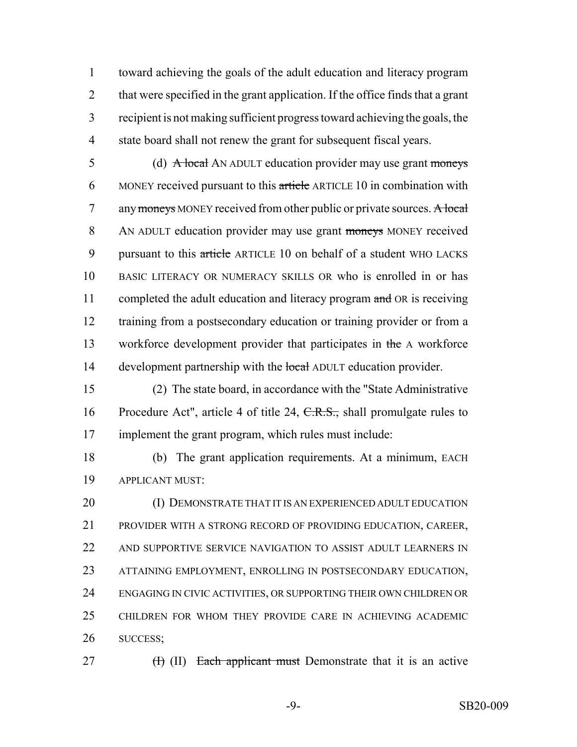toward achieving the goals of the adult education and literacy program that were specified in the grant application. If the office finds that a grant recipient is not making sufficient progress toward achieving the goals, the state board shall not renew the grant for subsequent fiscal years.

(d) ~~A local~~ AN ADULT education provider may use grant ~~moneys~~ MONEY received pursuant to this ~~article~~ ARTICLE 10 in combination with any ~~moneys~~ MONEY received from other public or private sources. ~~A local~~ AN ADULT education provider may use grant ~~moneys~~ MONEY received pursuant to this ~~article~~ ARTICLE 10 on behalf of a student WHO LACKS BASIC LITERACY OR NUMERACY SKILLS OR who is enrolled in or has completed the adult education and literacy program ~~and~~ OR is receiving training from a postsecondary education or training provider or from a workforce development provider that participates in ~~the~~ A workforce development partnership with the ~~local~~ ADULT education provider.

(2) The state board, in accordance with the "State Administrative Procedure Act", article 4 of title 24, ~~C.R.S.,~~ shall promulgate rules to implement the grant program, which rules must include:

(b) The grant application requirements. At a minimum, EACH APPLICANT MUST:

(I) DEMONSTRATE THAT IT IS AN EXPERIENCED ADULT EDUCATION PROVIDER WITH A STRONG RECORD OF PROVIDING EDUCATION, CAREER, AND SUPPORTIVE SERVICE NAVIGATION TO ASSIST ADULT LEARNERS IN ATTAINING EMPLOYMENT, ENROLLING IN POSTSECONDARY EDUCATION, ENGAGING IN CIVIC ACTIVITIES, OR SUPPORTING THEIR OWN CHILDREN OR CHILDREN FOR WHOM THEY PROVIDE CARE IN ACHIEVING ACADEMIC SUCCESS;

~~(I)~~ (II) ~~Each applicant must~~ Demonstrate that it is an active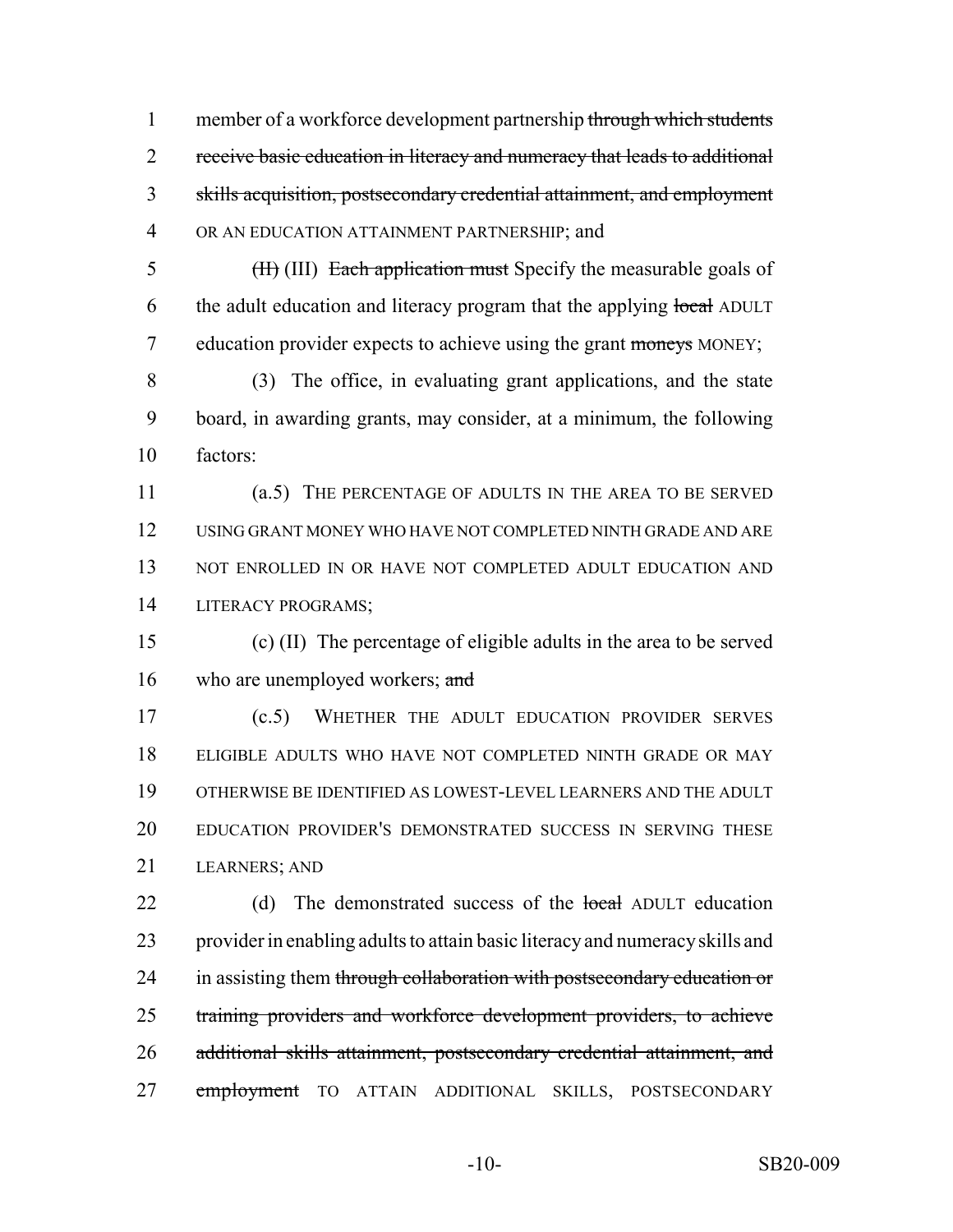member of a workforce development partnership ~~through which students receive basic education in literacy and numeracy that leads to additional skills acquisition, postsecondary credential attainment, and employment~~ OR AN EDUCATION ATTAINMENT PARTNERSHIP; and

~~(II)~~ (III) ~~Each application must~~ Specify the measurable goals of the adult education and literacy program that the applying ~~local~~ ADULT education provider expects to achieve using the grant ~~moneys~~ MONEY;

(3) The office, in evaluating grant applications, and the state board, in awarding grants, may consider, at a minimum, the following factors:

(a.5) THE PERCENTAGE OF ADULTS IN THE AREA TO BE SERVED USING GRANT MONEY WHO HAVE NOT COMPLETED NINTH GRADE AND ARE NOT ENROLLED IN OR HAVE NOT COMPLETED ADULT EDUCATION AND LITERACY PROGRAMS;

(c) (II) The percentage of eligible adults in the area to be served who are unemployed workers; ~~and~~

(c.5) WHETHER THE ADULT EDUCATION PROVIDER SERVES ELIGIBLE ADULTS WHO HAVE NOT COMPLETED NINTH GRADE OR MAY OTHERWISE BE IDENTIFIED AS LOWEST-LEVEL LEARNERS AND THE ADULT EDUCATION PROVIDER'S DEMONSTRATED SUCCESS IN SERVING THESE LEARNERS; AND

(d) The demonstrated success of the ~~local~~ ADULT education provider in enabling adults to attain basic literacy and numeracy skills and in assisting them ~~through collaboration with postsecondary education or training providers and workforce development providers, to achieve additional skills attainment, postsecondary credential attainment, and employment~~ TO ATTAIN ADDITIONAL SKILLS, POSTSECONDARY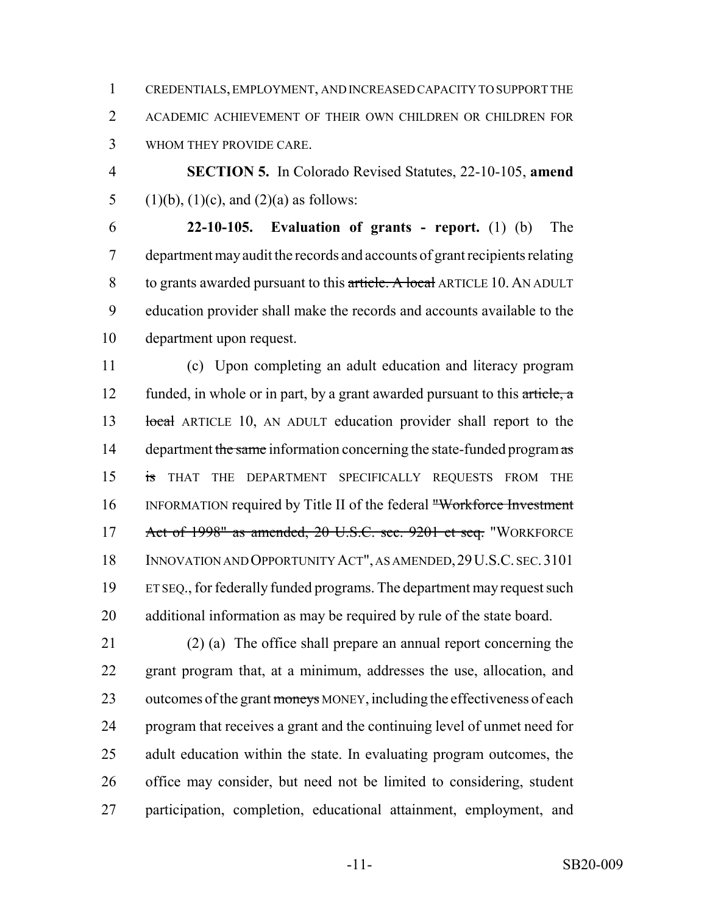CREDENTIALS, EMPLOYMENT, AND INCREASED CAPACITY TO SUPPORT THE ACADEMIC ACHIEVEMENT OF THEIR OWN CHILDREN OR CHILDREN FOR WHOM THEY PROVIDE CARE.

**SECTION 5.** In Colorado Revised Statutes, 22-10-105, **amend** (1)(b), (1)(c), and (2)(a) as follows:

**22-10-105. Evaluation of grants - report.** (1) (b) The department may audit the records and accounts of grant recipients relating to grants awarded pursuant to this ~~article. A local~~ ARTICLE 10. AN ADULT education provider shall make the records and accounts available to the department upon request.

(c) Upon completing an adult education and literacy program funded, in whole or in part, by a grant awarded pursuant to this ~~article, a local~~ ARTICLE 10, AN ADULT education provider shall report to the department ~~the same~~ information concerning the state-funded program ~~as is~~ THAT THE DEPARTMENT SPECIFICALLY REQUESTS FROM THE INFORMATION required by Title II of the federal ~~"Workforce Investment Act of 1998" as amended, 20 U.S.C. sec. 9201 et seq.~~ "WORKFORCE INNOVATION AND OPPORTUNITY ACT", AS AMENDED, 29 U.S.C. SEC. 3101 ET SEQ., for federally funded programs. The department may request such additional information as may be required by rule of the state board.

(2) (a) The office shall prepare an annual report concerning the grant program that, at a minimum, addresses the use, allocation, and outcomes of the grant ~~moneys~~ MONEY, including the effectiveness of each program that receives a grant and the continuing level of unmet need for adult education within the state. In evaluating program outcomes, the office may consider, but need not be limited to considering, student participation, completion, educational attainment, employment, and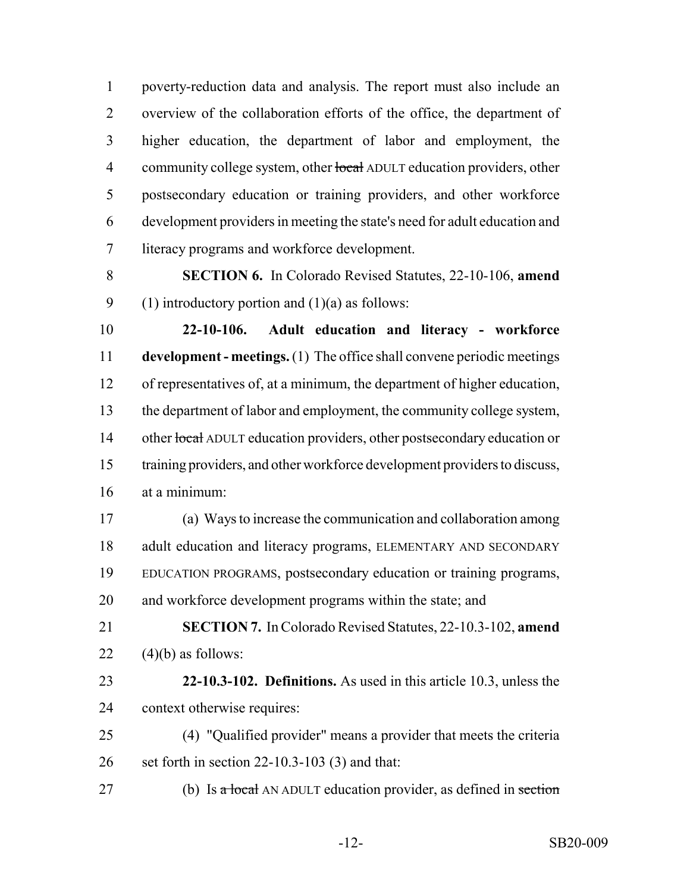poverty-reduction data and analysis. The report must also include an overview of the collaboration efforts of the office, the department of higher education, the department of labor and employment, the community college system, other ~~local~~ ADULT education providers, other postsecondary education or training providers, and other workforce development providers in meeting the state's need for adult education and literacy programs and workforce development.

**SECTION 6.** In Colorado Revised Statutes, 22-10-106, **amend** (1) introductory portion and (1)(a) as follows:

**22-10-106. Adult education and literacy - workforce development - meetings.** (1) The office shall convene periodic meetings of representatives of, at a minimum, the department of higher education, the department of labor and employment, the community college system, other ~~local~~ ADULT education providers, other postsecondary education or training providers, and other workforce development providers to discuss, at a minimum:

(a) Ways to increase the communication and collaboration among adult education and literacy programs, ELEMENTARY AND SECONDARY EDUCATION PROGRAMS, postsecondary education or training programs, and workforce development programs within the state; and

**SECTION 7.** In Colorado Revised Statutes, 22-10.3-102, **amend** (4)(b) as follows:

**22-10.3-102. Definitions.** As used in this article 10.3, unless the context otherwise requires:

(4) "Qualified provider" means a provider that meets the criteria set forth in section 22-10.3-103 (3) and that:

(b) Is ~~a local~~ AN ADULT education provider, as defined in ~~section~~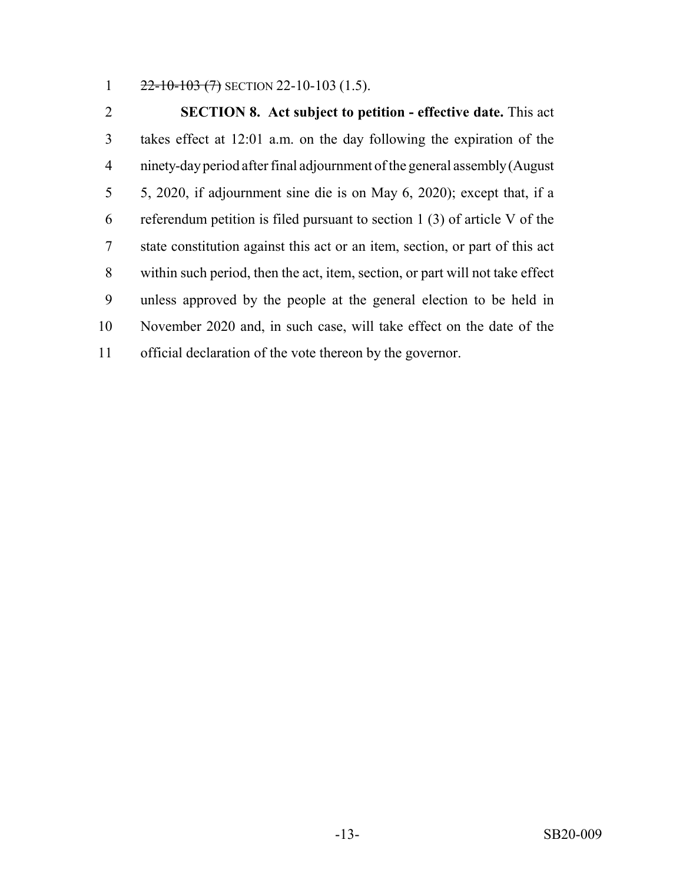~~22-10-103 (7)~~ SECTION 22-10-103 (1.5).

**SECTION 8. Act subject to petition - effective date.** This act takes effect at 12:01 a.m. on the day following the expiration of the ninety-day period after final adjournment of the general assembly (August 5, 2020, if adjournment sine die is on May 6, 2020); except that, if a referendum petition is filed pursuant to section 1 (3) of article V of the state constitution against this act or an item, section, or part of this act within such period, then the act, item, section, or part will not take effect unless approved by the people at the general election to be held in November 2020 and, in such case, will take effect on the date of the official declaration of the vote thereon by the governor.